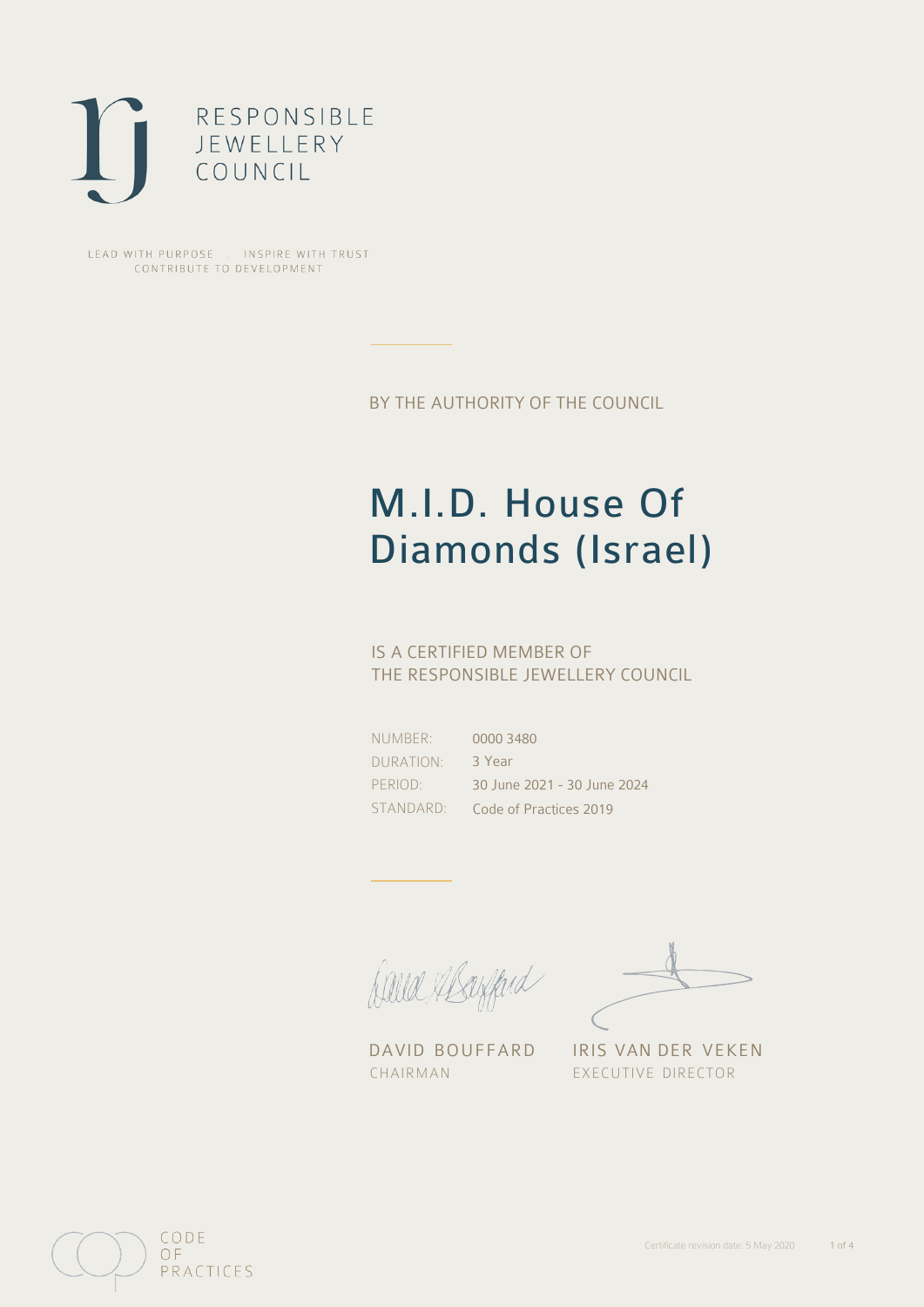RESPONSIBLE
JEWELLERY
COUNCIL

LEAD WITH PURPOSE . INSPIRE WITH TRUST
CONTRIBUTE TO DEVELOPMENT

BY THE AUTHORITY OF THE COUNCIL

# M.I.D. House Of Diamonds (Israel)

IS A CERTIFIED MEMBER OF
THE RESPONSIBLE JEWELLERY COUNCIL

| | |
|---|---|
| NUMBER: | 0000 3480 |
| DURATION: | 3 Year |
| PERIOD: | 30 June 2021 - 30 June 2024 |
| STANDARD: | Code of Practices 2019 |

DAVID BOUFFARD
CHAIRMAN

IRIS VAN DER VEKEN
EXECUTIVE DIRECTOR

CODE
OF
PRACTICES

Certificate revision date: 5 May 2020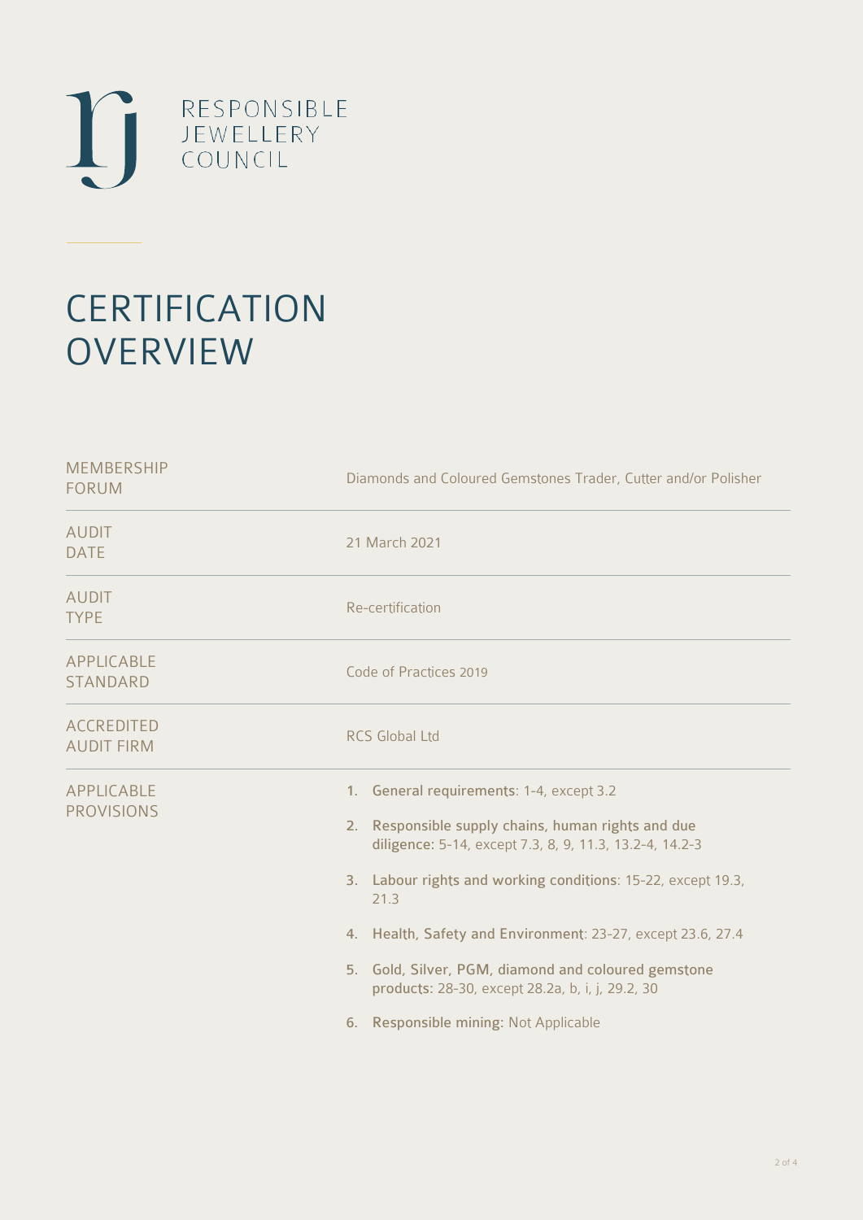RESPONSIBLE JEWELLERY COUNCIL

# CERTIFICATION OVERVIEW

| | |
|---|---|
| MEMBERSHIP FORUM | Diamonds and Coloured Gemstones Trader, Cutter and/or Polisher |
| AUDIT DATE | 21 March 2021 |
| AUDIT TYPE | Re-certification |
| APPLICABLE STANDARD | Code of Practices 2019 |
| ACCREDITED AUDIT FIRM | RCS Global Ltd |
| APPLICABLE PROVISIONS | 1. **General requirements**: 1-4, except 3.2<br>2. **Responsible supply chains, human rights and due diligence**: 5-14, except 7.3, 8, 9, 11.3, 13.2-4, 14.2-3<br>3. **Labour rights and working conditions**: 15-22, except 19.3, 21.3<br>4. **Health, Safety and Environment**: 23-27, except 23.6, 27.4<br>5. **Gold, Silver, PGM, diamond and coloured gemstone products**: 28-30, except 28.2a, b, i, j, 29.2, 30<br>6. **Responsible mining**: Not Applicable |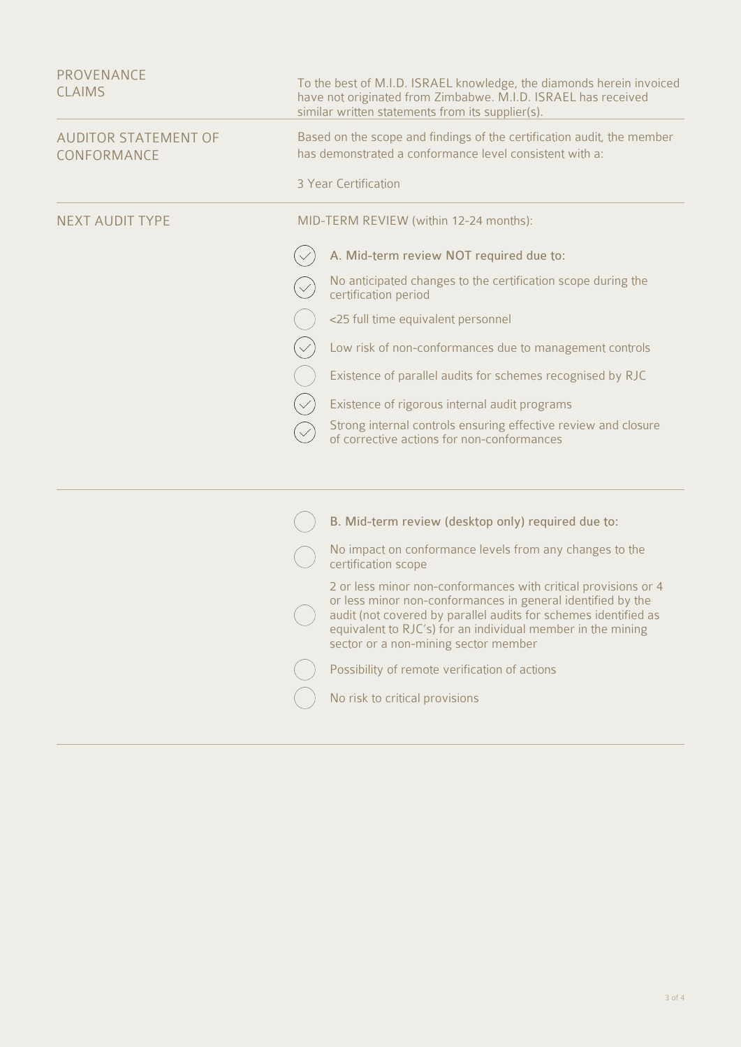**PROVENANCE CLAIMS**

To the best of M.I.D. ISRAEL knowledge, the diamonds herein invoiced have not originated from Zimbabwe. M.I.D. ISRAEL has received similar written statements from its supplier(s).

**AUDITOR STATEMENT OF CONFORMANCE**

Based on the scope and findings of the certification audit, the member has demonstrated a conformance level consistent with a:

3 Year Certification

**NEXT AUDIT TYPE**

MID-TERM REVIEW (within 12-24 months):

- [x] A. Mid-term review NOT required due to:
- [x] No anticipated changes to the certification scope during the certification period
- [ ] <25 full time equivalent personnel
- [x] Low risk of non-conformances due to management controls
- [ ] Existence of parallel audits for schemes recognised by RJC
- [x] Existence of rigorous internal audit programs
- [x] Strong internal controls ensuring effective review and closure of corrective actions for non-conformances

---

- [ ] B. Mid-term review (desktop only) required due to:
- [ ] No impact on conformance levels from any changes to the certification scope
- [ ] 2 or less minor non-conformances with critical provisions or 4 or less minor non-conformances in general identified by the audit (not covered by parallel audits for schemes identified as equivalent to RJC's) for an individual member in the mining sector or a non-mining sector member
- [ ] Possibility of remote verification of actions
- [ ] No risk to critical provisions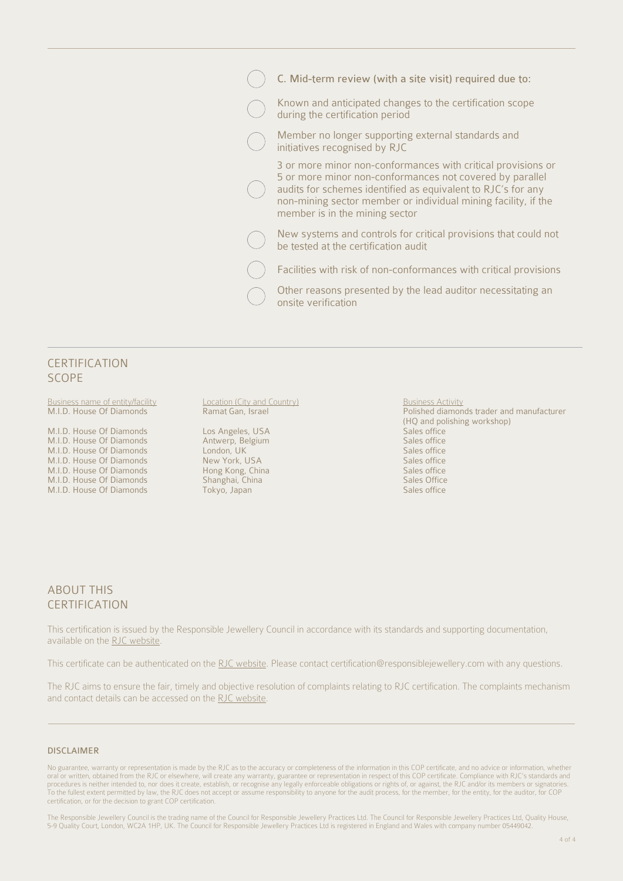- C. Mid-term review (with a site visit) required due to:
- Known and anticipated changes to the certification scope during the certification period
- Member no longer supporting external standards and initiatives recognised by RJC
- 3 or more minor non-conformances with critical provisions or 5 or more minor non-conformances not covered by parallel audits for schemes identified as equivalent to RJC's for any non-mining sector member or individual mining facility, if the member is in the mining sector
- New systems and controls for critical provisions that could not be tested at the certification audit
- Facilities with risk of non-conformances with critical provisions
- Other reasons presented by the lead auditor necessitating an onsite verification

## CERTIFICATION SCOPE

| Business name of entity/facility | Location (City and Country) | Business Activity |
| --- | --- | --- |
| M.I.D. House Of Diamonds | Ramat Gan, Israel | Polished diamonds trader and manufacturer (HQ and polishing workshop) |
| M.I.D. House Of Diamonds | Los Angeles, USA | Sales office |
| M.I.D. House Of Diamonds | Antwerp, Belgium | Sales office |
| M.I.D. House Of Diamonds | London, UK | Sales office |
| M.I.D. House Of Diamonds | New York, USA | Sales office |
| M.I.D. House Of Diamonds | Hong Kong, China | Sales office |
| M.I.D. House Of Diamonds | Shanghai, China | Sales Office |
| M.I.D. House Of Diamonds | Tokyo, Japan | Sales office |

## ABOUT THIS CERTIFICATION

This certification is issued by the Responsible Jewellery Council in accordance with its standards and supporting documentation, available on the RJC website.

This certificate can be authenticated on the RJC website. Please contact certification@responsiblejewellery.com with any questions.

The RJC aims to ensure the fair, timely and objective resolution of complaints relating to RJC certification. The complaints mechanism and contact details can be accessed on the RJC website.

### DISCLAIMER

No guarantee, warranty or representation is made by the RJC as to the accuracy or completeness of the information in this COP certificate, and no advice or information, whether oral or written, obtained from the RJC or elsewhere, will create any warranty, guarantee or representation in respect of this COP certificate. Compliance with RJC's standards and procedures is neither intended to, nor does it create, establish, or recognise any legally enforceable obligations or rights of, or against, the RJC and/or its members or signatories. To the fullest extent permitted by law, the RJC does not accept or assume responsibility to anyone for the audit process, for the member, for the entity, for the auditor, for COP certification, or for the decision to grant COP certification.

The Responsible Jewellery Council is the trading name of the Council for Responsible Jewellery Practices Ltd. The Council for Responsible Jewellery Practices Ltd, Quality House, 5-9 Quality Court, London, WC2A 1HP, UK. The Council for Responsible Jewellery Practices Ltd is registered in England and Wales with company number 05449042.